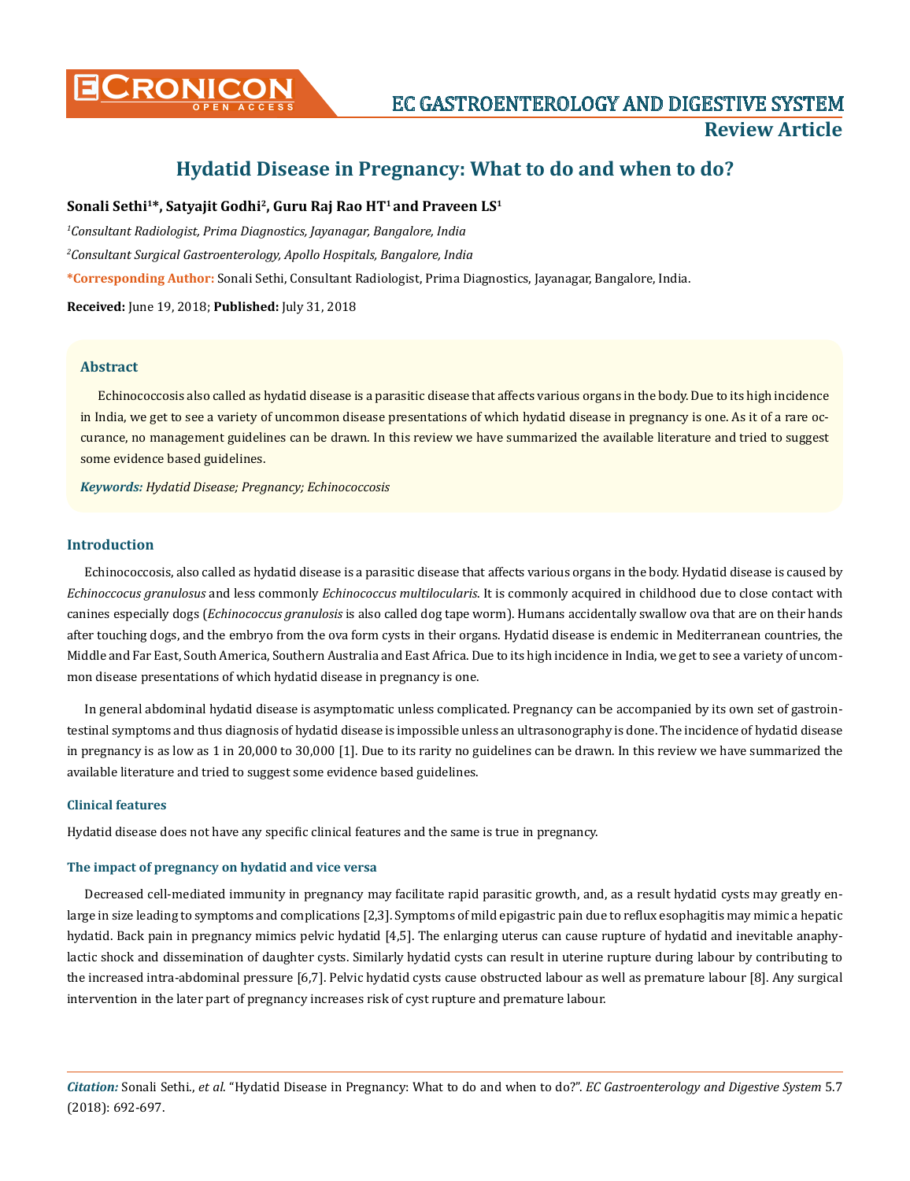# Hydatid Disease in Pregnancy: What to do and when to do?

**Sonali Sethi[1]*, Satyajit Godhi[2], Guru Raj Rao HT[1] and Praveen LS[1]**

[1]*Consultant Radiologist, Prima Diagnostics, Jayanagar, Bangalore, India*

[2]*Consultant Surgical Gastroenterology, Apollo Hospitals, Bangalore, India*

***Corresponding Author:** Sonali Sethi, Consultant Radiologist, Prima Diagnostics, Jayanagar, Bangalore, India.

**Received:** June 19, 2018; **Published:** July 31, 2018

## Abstract

Echinococcosis also called as hydatid disease is a parasitic disease that affects various organs in the body. Due to its high incidence in India, we get to see a variety of uncommon disease presentations of which hydatid disease in pregnancy is one. As it of a rare occurance, no management guidelines can be drawn. In this review we have summarized the available literature and tried to suggest some evidence based guidelines.

***Keywords:** Hydatid Disease; Pregnancy; Echinococcosis*

## Introduction

Echinococcosis, also called as hydatid disease is a parasitic disease that affects various organs in the body. Hydatid disease is caused by *Echinoccocus granulosus* and less commonly *Echinococcus multilocularis*. It is commonly acquired in childhood due to close contact with canines especially dogs (*Echinococcus granulosis* is also called dog tape worm). Humans accidentally swallow ova that are on their hands after touching dogs, and the embryo from the ova form cysts in their organs. Hydatid disease is endemic in Mediterranean countries, the Middle and Far East, South America, Southern Australia and East Africa. Due to its high incidence in India, we get to see a variety of uncommon disease presentations of which hydatid disease in pregnancy is one.

In general abdominal hydatid disease is asymptomatic unless complicated. Pregnancy can be accompanied by its own set of gastrointestinal symptoms and thus diagnosis of hydatid disease is impossible unless an ultrasonography is done. The incidence of hydatid disease in pregnancy is as low as 1 in 20,000 to 30,000 [1]. Due to its rarity no guidelines can be drawn. In this review we have summarized the available literature and tried to suggest some evidence based guidelines.

### Clinical features

Hydatid disease does not have any specific clinical features and the same is true in pregnancy.

### The impact of pregnancy on hydatid and vice versa

Decreased cell-mediated immunity in pregnancy may facilitate rapid parasitic growth, and, as a result hydatid cysts may greatly enlarge in size leading to symptoms and complications [2,3]. Symptoms of mild epigastric pain due to reflux esophagitis may mimic a hepatic hydatid. Back pain in pregnancy mimics pelvic hydatid [4,5]. The enlarging uterus can cause rupture of hydatid and inevitable anaphylactic shock and dissemination of daughter cysts. Similarly hydatid cysts can result in uterine rupture during labour by contributing to the increased intra-abdominal pressure [6,7]. Pelvic hydatid cysts cause obstructed labour as well as premature labour [8]. Any surgical intervention in the later part of pregnancy increases risk of cyst rupture and premature labour.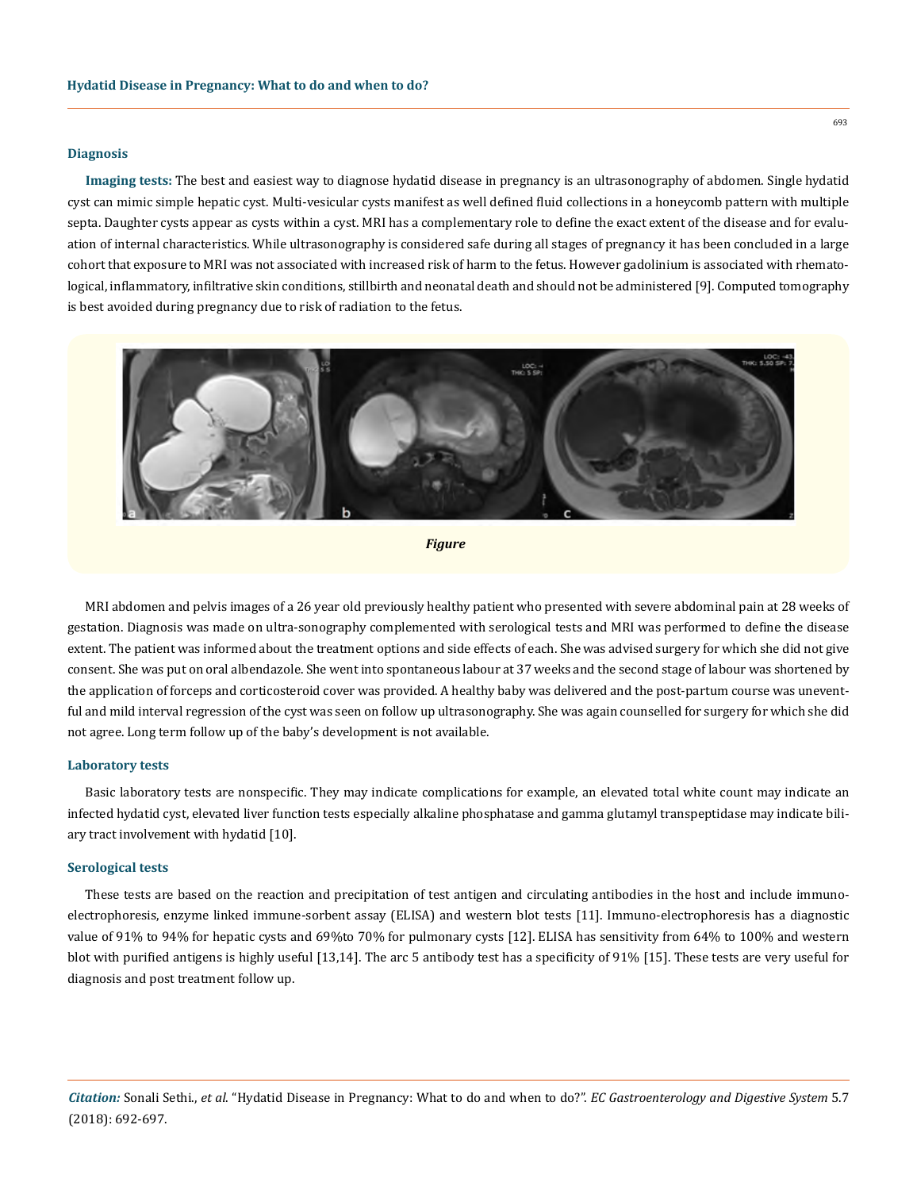## Diagnosis

**Imaging tests:** The best and easiest way to diagnose hydatid disease in pregnancy is an ultrasonography of abdomen. Single hydatid cyst can mimic simple hepatic cyst. Multi-vesicular cysts manifest as well defined fluid collections in a honeycomb pattern with multiple septa. Daughter cysts appear as cysts within a cyst. MRI has a complementary role to define the exact extent of the disease and for evaluation of internal characteristics. While ultrasonography is considered safe during all stages of pregnancy it has been concluded in a large cohort that exposure to MRI was not associated with increased risk of harm to the fetus. However gadolinium is associated with rhematological, inflammatory, infiltrative skin conditions, stillbirth and neonatal death and should not be administered [9]. Computed tomography is best avoided during pregnancy due to risk of radiation to the fetus.

*Figure*

MRI abdomen and pelvis images of a 26 year old previously healthy patient who presented with severe abdominal pain at 28 weeks of gestation. Diagnosis was made on ultra-sonography complemented with serological tests and MRI was performed to define the disease extent. The patient was informed about the treatment options and side effects of each. She was advised surgery for which she did not give consent. She was put on oral albendazole. She went into spontaneous labour at 37 weeks and the second stage of labour was shortened by the application of forceps and corticosteroid cover was provided. A healthy baby was delivered and the post-partum course was uneventful and mild interval regression of the cyst was seen on follow up ultrasonography. She was again counselled for surgery for which she did not agree. Long term follow up of the baby's development is not available.

### Laboratory tests

Basic laboratory tests are nonspecific. They may indicate complications for example, an elevated total white count may indicate an infected hydatid cyst, elevated liver function tests especially alkaline phosphatase and gamma glutamyl transpeptidase may indicate biliary tract involvement with hydatid [10].

### Serological tests

These tests are based on the reaction and precipitation of test antigen and circulating antibodies in the host and include immuno-electrophoresis, enzyme linked immune-sorbent assay (ELISA) and western blot tests [11]. Immuno-electrophoresis has a diagnostic value of 91% to 94% for hepatic cysts and 69%to 70% for pulmonary cysts [12]. ELISA has sensitivity from 64% to 100% and western blot with purified antigens is highly useful [13,14]. The arc 5 antibody test has a specificity of 91% [15]. These tests are very useful for diagnosis and post treatment follow up.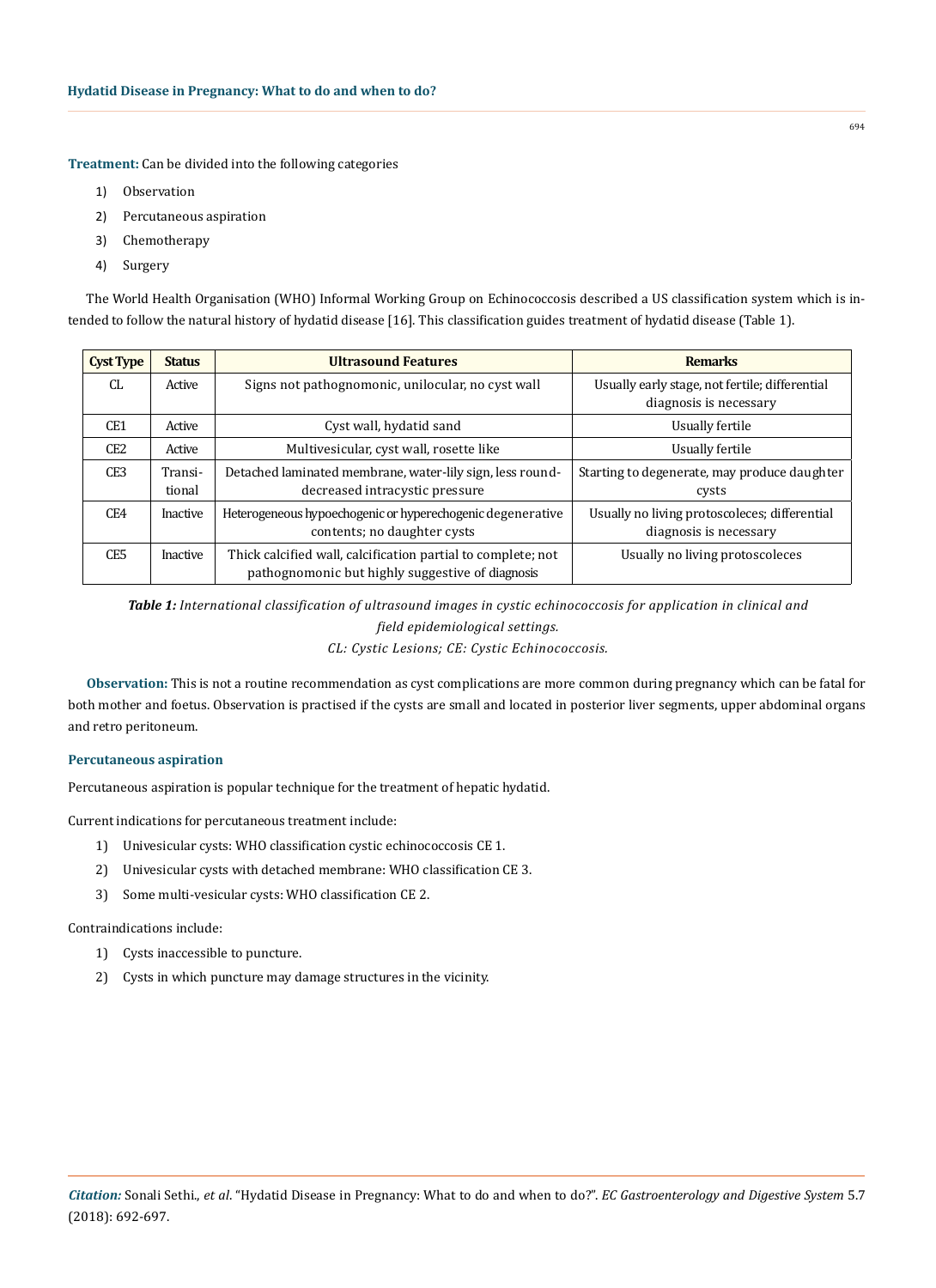**Treatment:** Can be divided into the following categories

1) Observation
2) Percutaneous aspiration
3) Chemotherapy
4) Surgery

The World Health Organisation (WHO) Informal Working Group on Echinococcosis described a US classification system which is intended to follow the natural history of hydatid disease [16]. This classification guides treatment of hydatid disease (Table 1).

| Cyst Type | Status | Ultrasound Features | Remarks |
|---|---|---|---|
| CL | Active | Signs not pathognomonic, unilocular, no cyst wall | Usually early stage, not fertile; differential diagnosis is necessary |
| CE1 | Active | Cyst wall, hydatid sand | Usually fertile |
| CE2 | Active | Multivesicular, cyst wall, rosette like | Usually fertile |
| CE3 | Transitional | Detached laminated membrane, water-lily sign, less round-decreased intracystic pressure | Starting to degenerate, may produce daughter cysts |
| CE4 | Inactive | Heterogeneous hypoechogenic or hyperechogenic degenerative contents; no daughter cysts | Usually no living protoscoleces; differential diagnosis is necessary |
| CE5 | Inactive | Thick calcified wall, calcification partial to complete; not pathognomonic but highly suggestive of diagnosis | Usually no living protoscoleces |

***Table 1:*** *International classification of ultrasound images in cystic echinococcosis for application in clinical and field epidemiological settings.*
*CL: Cystic Lesions; CE: Cystic Echinococcosis.*

**Observation:** This is not a routine recommendation as cyst complications are more common during pregnancy which can be fatal for both mother and foetus. Observation is practised if the cysts are small and located in posterior liver segments, upper abdominal organs and retro peritoneum.

### Percutaneous aspiration

Percutaneous aspiration is popular technique for the treatment of hepatic hydatid.

Current indications for percutaneous treatment include:

1) Univesicular cysts: WHO classification cystic echinococcosis CE 1.
2) Univesicular cysts with detached membrane: WHO classification CE 3.
3) Some multi-vesicular cysts: WHO classification CE 2.

Contraindications include:

1) Cysts inaccessible to puncture.
2) Cysts in which puncture may damage structures in the vicinity.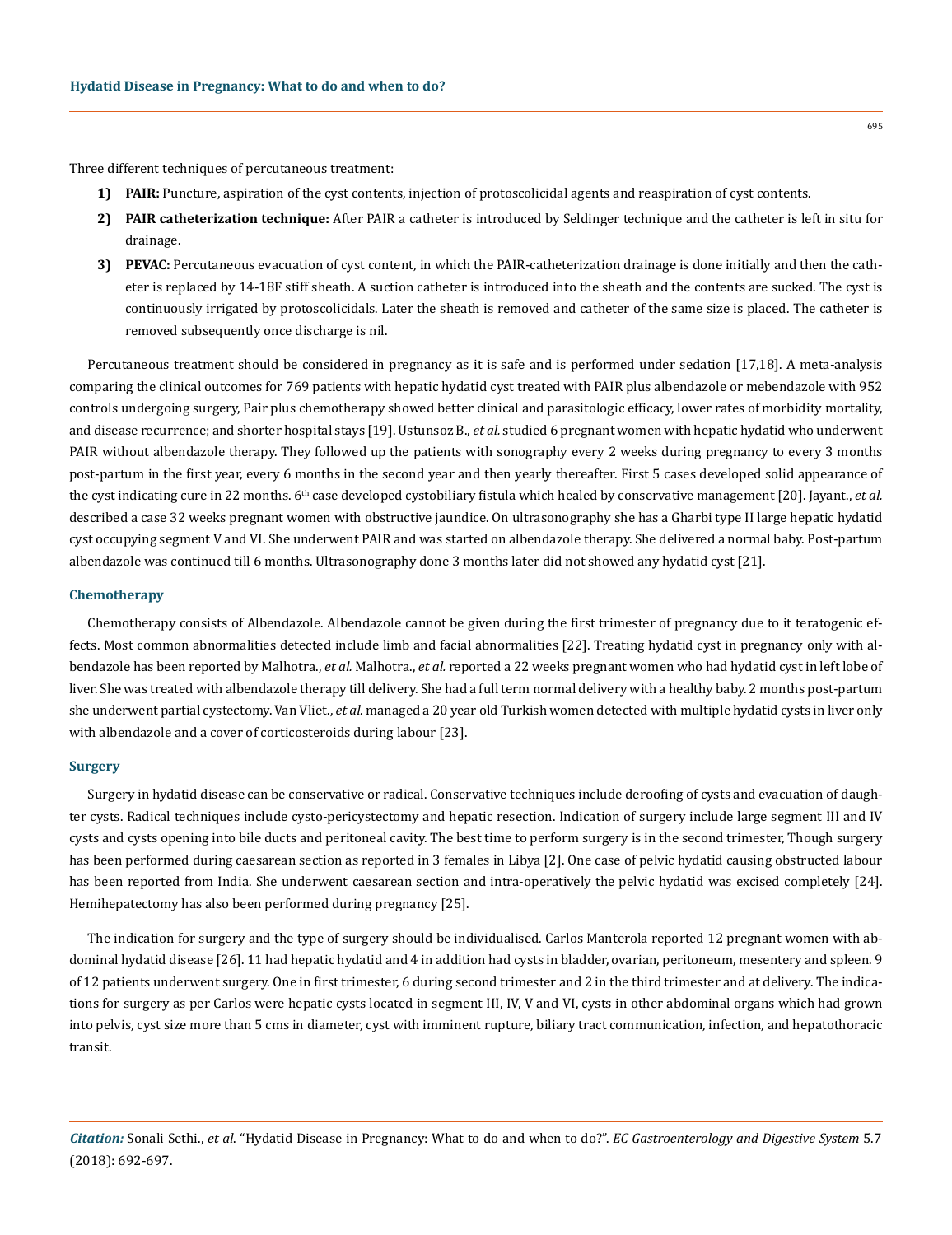Three different techniques of percutaneous treatment:

1) **PAIR:** Puncture, aspiration of the cyst contents, injection of protoscolicidal agents and reaspiration of cyst contents.
2) **PAIR catheterization technique:** After PAIR a catheter is introduced by Seldinger technique and the catheter is left in situ for drainage.
3) **PEVAC:** Percutaneous evacuation of cyst content, in which the PAIR-catheterization drainage is done initially and then the catheter is replaced by 14-18F stiff sheath. A suction catheter is introduced into the sheath and the contents are sucked. The cyst is continuously irrigated by protoscolicidals. Later the sheath is removed and catheter of the same size is placed. The catheter is removed subsequently once discharge is nil.

Percutaneous treatment should be considered in pregnancy as it is safe and is performed under sedation [17,18]. A meta-analysis comparing the clinical outcomes for 769 patients with hepatic hydatid cyst treated with PAIR plus albendazole or mebendazole with 952 controls undergoing surgery, Pair plus chemotherapy showed better clinical and parasitologic efficacy, lower rates of morbidity mortality, and disease recurrence; and shorter hospital stays [19]. Ustunsoz B., *et al.* studied 6 pregnant women with hepatic hydatid who underwent PAIR without albendazole therapy. They followed up the patients with sonography every 2 weeks during pregnancy to every 3 months post-partum in the first year, every 6 months in the second year and then yearly thereafter. First 5 cases developed solid appearance of the cyst indicating cure in 22 months. 6th case developed cystobiliary fistula which healed by conservative management [20]. Jayant., *et al.* described a case 32 weeks pregnant women with obstructive jaundice. On ultrasonography she has a Gharbi type II large hepatic hydatid cyst occupying segment V and VI. She underwent PAIR and was started on albendazole therapy. She delivered a normal baby. Post-partum albendazole was continued till 6 months. Ultrasonography done 3 months later did not showed any hydatid cyst [21].

### Chemotherapy

Chemotherapy consists of Albendazole. Albendazole cannot be given during the first trimester of pregnancy due to it teratogenic effects. Most common abnormalities detected include limb and facial abnormalities [22]. Treating hydatid cyst in pregnancy only with albendazole has been reported by Malhotra., *et al.* Malhotra., *et al.* reported a 22 weeks pregnant women who had hydatid cyst in left lobe of liver. She was treated with albendazole therapy till delivery. She had a full term normal delivery with a healthy baby. 2 months post-partum she underwent partial cystectomy. Van Vliet., *et al.* managed a 20 year old Turkish women detected with multiple hydatid cysts in liver only with albendazole and a cover of corticosteroids during labour [23].

### Surgery

Surgery in hydatid disease can be conservative or radical. Conservative techniques include deroofing of cysts and evacuation of daughter cysts. Radical techniques include cysto-pericystectomy and hepatic resection. Indication of surgery include large segment III and IV cysts and cysts opening into bile ducts and peritoneal cavity. The best time to perform surgery is in the second trimester, Though surgery has been performed during caesarean section as reported in 3 females in Libya [2]. One case of pelvic hydatid causing obstructed labour has been reported from India. She underwent caesarean section and intra-operatively the pelvic hydatid was excised completely [24]. Hemihepatectomy has also been performed during pregnancy [25].

The indication for surgery and the type of surgery should be individualised. Carlos Manterola reported 12 pregnant women with abdominal hydatid disease [26]. 11 had hepatic hydatid and 4 in addition had cysts in bladder, ovarian, peritoneum, mesentery and spleen. 9 of 12 patients underwent surgery. One in first trimester, 6 during second trimester and 2 in the third trimester and at delivery. The indications for surgery as per Carlos were hepatic cysts located in segment III, IV, V and VI, cysts in other abdominal organs which had grown into pelvis, cyst size more than 5 cms in diameter, cyst with imminent rupture, biliary tract communication, infection, and hepatothoracic transit.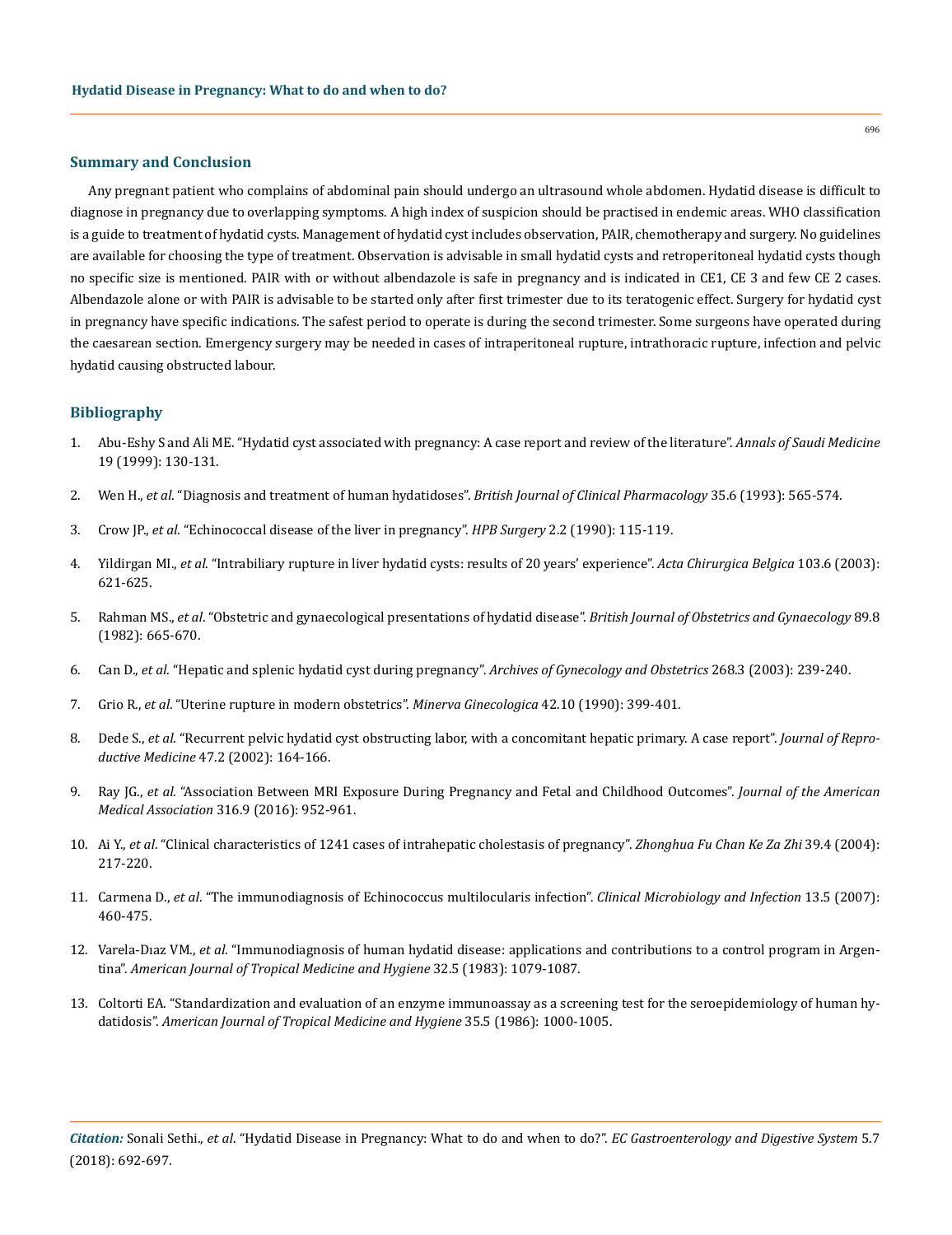## Summary and Conclusion

Any pregnant patient who complains of abdominal pain should undergo an ultrasound whole abdomen. Hydatid disease is difficult to diagnose in pregnancy due to overlapping symptoms. A high index of suspicion should be practised in endemic areas. WHO classification is a guide to treatment of hydatid cysts. Management of hydatid cyst includes observation, PAIR, chemotherapy and surgery. No guidelines are available for choosing the type of treatment. Observation is advisable in small hydatid cysts and retroperitoneal hydatid cysts though no specific size is mentioned. PAIR with or without albendazole is safe in pregnancy and is indicated in CE1, CE 3 and few CE 2 cases. Albendazole alone or with PAIR is advisable to be started only after first trimester due to its teratogenic effect. Surgery for hydatid cyst in pregnancy have specific indications. The safest period to operate is during the second trimester. Some surgeons have operated during the caesarean section. Emergency surgery may be needed in cases of intraperitoneal rupture, intrathoracic rupture, infection and pelvic hydatid causing obstructed labour.

## Bibliography

1. Abu-Eshy S and Ali ME. "Hydatid cyst associated with pregnancy: A case report and review of the literature". *Annals of Saudi Medicine* 19 (1999): 130-131.
2. Wen H., *et al*. "Diagnosis and treatment of human hydatidoses". *British Journal of Clinical Pharmacology* 35.6 (1993): 565-574.
3. Crow JP., *et al*. "Echinococcal disease of the liver in pregnancy". *HPB Surgery* 2.2 (1990): 115-119.
4. Yildirgan MI., *et al.* "Intrabiliary rupture in liver hydatid cysts: results of 20 years' experience". *Acta Chirurgica Belgica* 103.6 (2003): 621-625.
5. Rahman MS., *et al*. "Obstetric and gynaecological presentations of hydatid disease". *British Journal of Obstetrics and Gynaecology* 89.8 (1982): 665-670.
6. Can D., *et al*. "Hepatic and splenic hydatid cyst during pregnancy". *Archives of Gynecology and Obstetrics* 268.3 (2003): 239-240.
7. Grio R., *et al*. "Uterine rupture in modern obstetrics". *Minerva Ginecologica* 42.10 (1990): 399-401.
8. Dede S., *et al*. "Recurrent pelvic hydatid cyst obstructing labor, with a concomitant hepatic primary. A case report". *Journal of Reproductive Medicine* 47.2 (2002): 164-166.
9. Ray JG., *et al*. "Association Between MRI Exposure During Pregnancy and Fetal and Childhood Outcomes". *Journal of the American Medical Association* 316.9 (2016): 952-961.
10. Ai Y., *et al*. "Clinical characteristics of 1241 cases of intrahepatic cholestasis of pregnancy". *Zhonghua Fu Chan Ke Za Zhi* 39.4 (2004): 217-220.
11. Carmena D., *et al*. "The immunodiagnosis of Echinococcus multilocularis infection". *Clinical Microbiology and Infection* 13.5 (2007): 460-475.
12. Varela-Dıaz VM., *et al*. "Immunodiagnosis of human hydatid disease: applications and contributions to a control program in Argentina". *American Journal of Tropical Medicine and Hygiene* 32.5 (1983): 1079-1087.
13. Coltorti EA. "Standardization and evaluation of an enzyme immunoassay as a screening test for the seroepidemiology of human hydatidosis". *American Journal of Tropical Medicine and Hygiene* 35.5 (1986): 1000-1005.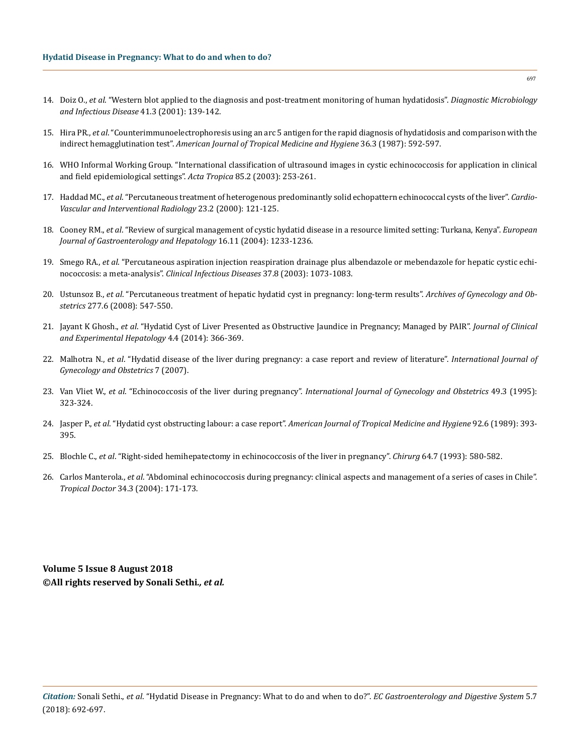14. Doiz O., *et al.* "Western blot applied to the diagnosis and post-treatment monitoring of human hydatidosis". *Diagnostic Microbiology and Infectious Disease* 41.3 (2001): 139-142.

15. Hira PR., *et al*. "Counterimmunoelectrophoresis using an arc 5 antigen for the rapid diagnosis of hydatidosis and comparison with the indirect hemagglutination test". *American Journal of Tropical Medicine and Hygiene* 36.3 (1987): 592-597.

16. WHO Informal Working Group. "International classification of ultrasound images in cystic echinococcosis for application in clinical and field epidemiological settings". *Acta Tropica* 85.2 (2003): 253-261.

17. Haddad MC., *et al*. "Percutaneous treatment of heterogenous predominantly solid echopattern echinococcal cysts of the liver". *Cardio-Vascular and Interventional Radiology* 23.2 (2000): 121-125.

18. Cooney RM., *et al*. "Review of surgical management of cystic hydatid disease in a resource limited setting: Turkana, Kenya". *European Journal of Gastroenterology and Hepatology* 16.11 (2004): 1233-1236.

19. Smego RA., *et al*. "Percutaneous aspiration injection reaspiration drainage plus albendazole or mebendazole for hepatic cystic echinococcosis: a meta-analysis". *Clinical Infectious Diseases* 37.8 (2003): 1073-1083.

20. Ustunsoz B., *et al*. "Percutaneous treatment of hepatic hydatid cyst in pregnancy: long-term results". *Archives of Gynecology and Obstetrics* 277.6 (2008): 547-550.

21. Jayant K Ghosh., *et al*. "Hydatid Cyst of Liver Presented as Obstructive Jaundice in Pregnancy; Managed by PAIR". *Journal of Clinical and Experimental Hepatology* 4.4 (2014): 366-369.

22. Malhotra N., *et al*. "Hydatid disease of the liver during pregnancy: a case report and review of literature". *International Journal of Gynecology and Obstetrics* 7 (2007).

23. Van Vliet W., *et al*. "Echinococcosis of the liver during pregnancy". *International Journal of Gynecology and Obstetrics* 49.3 (1995): 323-324.

24. Jasper P., *et al*. "Hydatid cyst obstructing labour: a case report". *American Journal of Tropical Medicine and Hygiene* 92.6 (1989): 393-395.

25. Blochle C., *et al*. "Right-sided hemihepatectomy in echinococcosis of the liver in pregnancy". *Chirurg* 64.7 (1993): 580-582.

26. Carlos Manterola., *et al*. "Abdominal echinococcosis during pregnancy: clinical aspects and management of a series of cases in Chile". *Tropical Doctor* 34.3 (2004): 171-173.

**Volume 5 Issue 8 August 2018**
**©All rights reserved by Sonali Sethi.*, et al.***